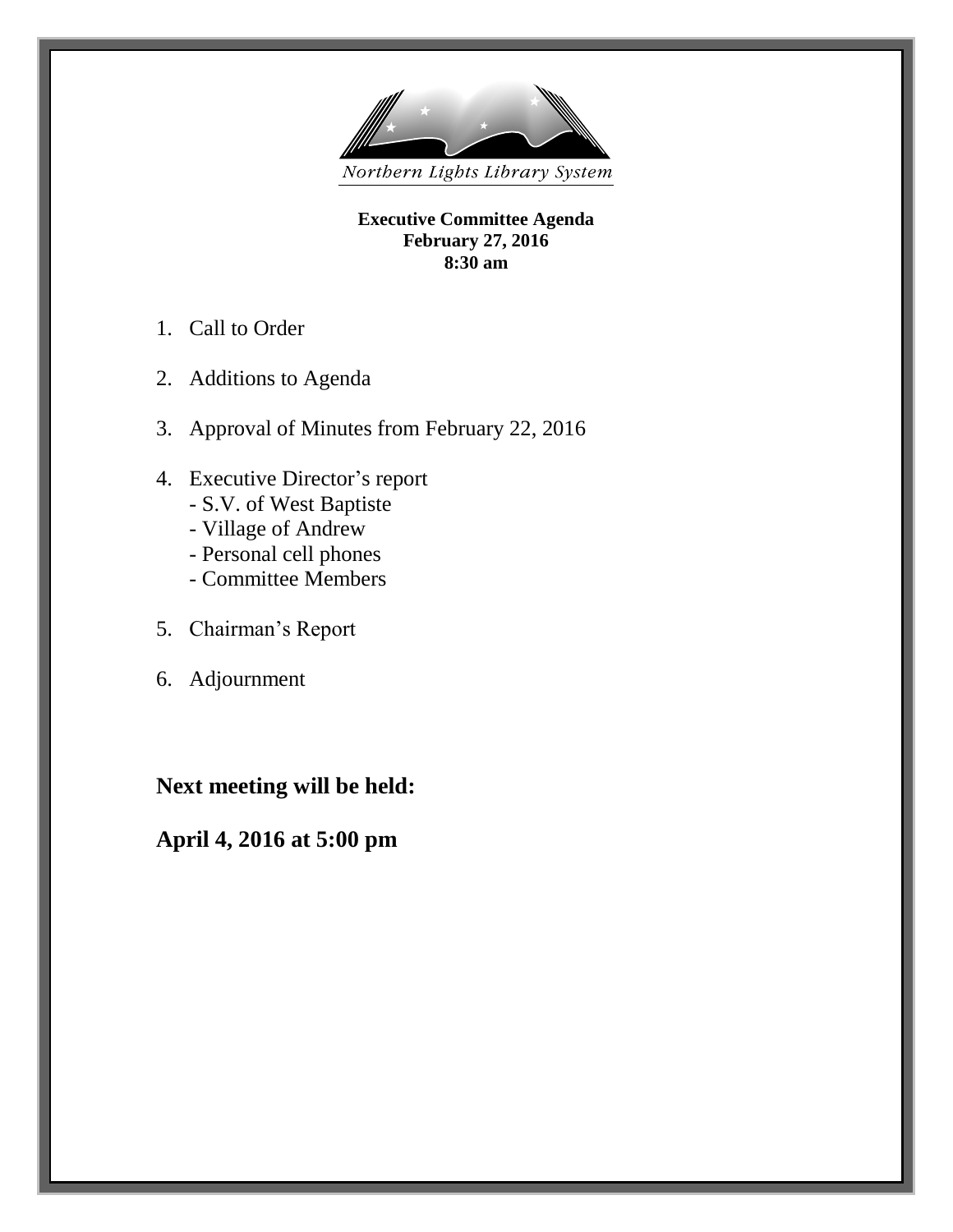Northern Lights Library System

**Executive Committee Agenda**
**February 27, 2016**
**8:30 am**

1. Call to Order

2. Additions to Agenda

3. Approval of Minutes from February 22, 2016

4. Executive Director's report
   - S.V. of West Baptiste
   - Village of Andrew
   - Personal cell phones
   - Committee Members

5. Chairman's Report

6. Adjournment

**Next meeting will be held:**

**April 4, 2016 at 5:00 pm**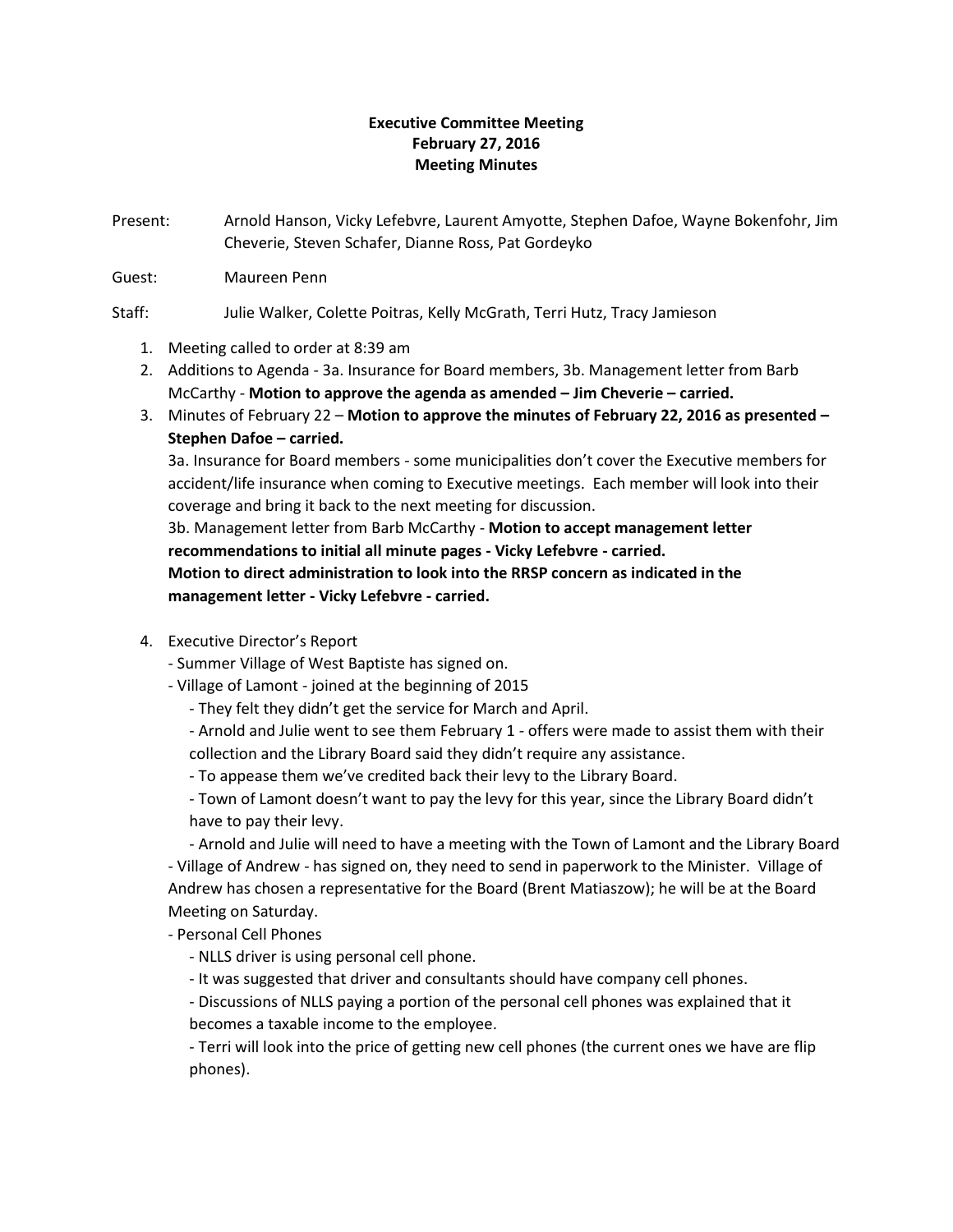# Executive Committee Meeting
# February 27, 2016
# Meeting Minutes

Present: Arnold Hanson, Vicky Lefebvre, Laurent Amyotte, Stephen Dafoe, Wayne Bokenfohr, Jim Cheverie, Steven Schafer, Dianne Ross, Pat Gordeyko

Guest: Maureen Penn

Staff: Julie Walker, Colette Poitras, Kelly McGrath, Terri Hutz, Tracy Jamieson

1. Meeting called to order at 8:39 am
2. Additions to Agenda - 3a. Insurance for Board members, 3b. Management letter from Barb McCarthy - **Motion to approve the agenda as amended – Jim Cheverie – carried.**
3. Minutes of February 22 – **Motion to approve the minutes of February 22, 2016 as presented – Stephen Dafoe – carried.**

   3a. Insurance for Board members - some municipalities don't cover the Executive members for accident/life insurance when coming to Executive meetings. Each member will look into their coverage and bring it back to the next meeting for discussion.

   3b. Management letter from Barb McCarthy - **Motion to accept management letter recommendations to initial all minute pages - Vicky Lefebvre - carried.**
   **Motion to direct administration to look into the RRSP concern as indicated in the management letter - Vicky Lefebvre - carried.**

4. Executive Director's Report
   - Summer Village of West Baptiste has signed on.
   - Village of Lamont - joined at the beginning of 2015
     - They felt they didn't get the service for March and April.
     - Arnold and Julie went to see them February 1 - offers were made to assist them with their collection and the Library Board said they didn't require any assistance.
     - To appease them we've credited back their levy to the Library Board.
     - Town of Lamont doesn't want to pay the levy for this year, since the Library Board didn't have to pay their levy.
     - Arnold and Julie will need to have a meeting with the Town of Lamont and the Library Board
   - Village of Andrew - has signed on, they need to send in paperwork to the Minister. Village of Andrew has chosen a representative for the Board (Brent Matiaszow); he will be at the Board Meeting on Saturday.
   - Personal Cell Phones
     - NLLS driver is using personal cell phone.
     - It was suggested that driver and consultants should have company cell phones.
     - Discussions of NLLS paying a portion of the personal cell phones was explained that it becomes a taxable income to the employee.
     - Terri will look into the price of getting new cell phones (the current ones we have are flip phones).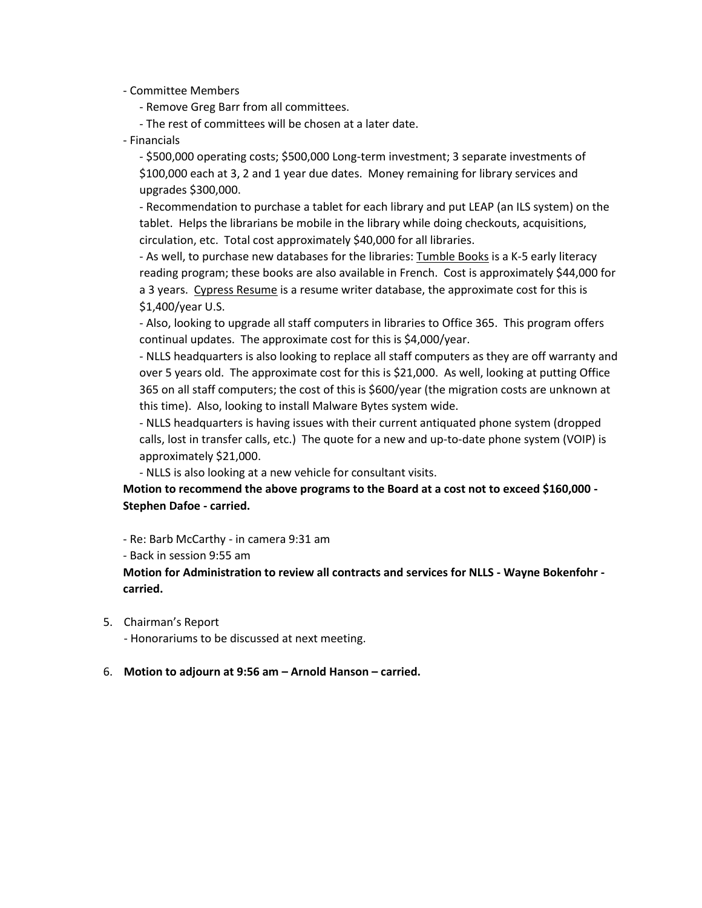- Committee Members
  - Remove Greg Barr from all committees.
  - The rest of committees will be chosen at a later date.
- Financials
  - $500,000 operating costs; $500,000 Long-term investment; 3 separate investments of $100,000 each at 3, 2 and 1 year due dates. Money remaining for library services and upgrades $300,000.
  - Recommendation to purchase a tablet for each library and put LEAP (an ILS system) on the tablet. Helps the librarians be mobile in the library while doing checkouts, acquisitions, circulation, etc. Total cost approximately $40,000 for all libraries.
  - As well, to purchase new databases for the libraries: <u>Tumble Books</u> is a K-5 early literacy reading program; these books are also available in French. Cost is approximately $44,000 for a 3 years. <u>Cypress Resume</u> is a resume writer database, the approximate cost for this is $1,400/year U.S.
  - Also, looking to upgrade all staff computers in libraries to Office 365. This program offers continual updates. The approximate cost for this is $4,000/year.
  - NLLS headquarters is also looking to replace all staff computers as they are off warranty and over 5 years old. The approximate cost for this is $21,000. As well, looking at putting Office 365 on all staff computers; the cost of this is $600/year (the migration costs are unknown at this time). Also, looking to install Malware Bytes system wide.
  - NLLS headquarters is having issues with their current antiquated phone system (dropped calls, lost in transfer calls, etc.) The quote for a new and up-to-date phone system (VOIP) is approximately $21,000.
  - NLLS is also looking at a new vehicle for consultant visits.

  **Motion to recommend the above programs to the Board at a cost not to exceed $160,000 - Stephen Dafoe - carried.**

  - Re: Barb McCarthy - in camera 9:31 am
  - Back in session 9:55 am

  **Motion for Administration to review all contracts and services for NLLS - Wayne Bokenfohr - carried.**

5. Chairman's Report
   - Honorariums to be discussed at next meeting.

6. **Motion to adjourn at 9:56 am – Arnold Hanson – carried.**